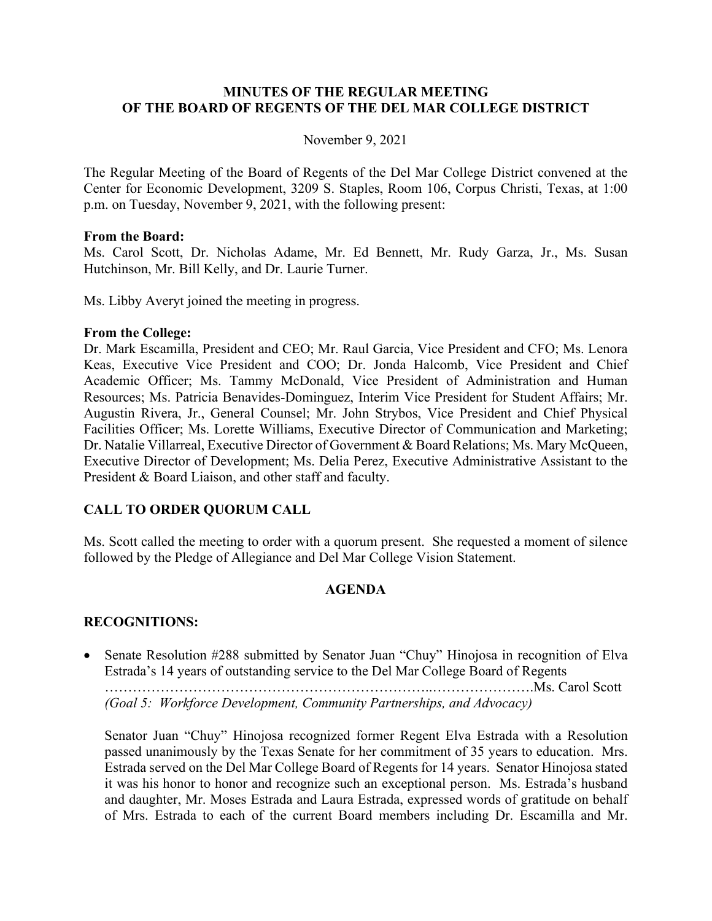**MINUTES OF THE REGULAR MEETING**
**OF THE BOARD OF REGENTS OF THE DEL MAR COLLEGE DISTRICT**

November 9, 2021

The Regular Meeting of the Board of Regents of the Del Mar College District convened at the Center for Economic Development, 3209 S. Staples, Room 106, Corpus Christi, Texas, at 1:00 p.m. on Tuesday, November 9, 2021, with the following present:

**From the Board:**
Ms. Carol Scott, Dr. Nicholas Adame, Mr. Ed Bennett, Mr. Rudy Garza, Jr., Ms. Susan Hutchinson, Mr. Bill Kelly, and Dr. Laurie Turner.

Ms. Libby Averyt joined the meeting in progress.

**From the College:**
Dr. Mark Escamilla, President and CEO; Mr. Raul Garcia, Vice President and CFO; Ms. Lenora Keas, Executive Vice President and COO; Dr. Jonda Halcomb, Vice President and Chief Academic Officer; Ms. Tammy McDonald, Vice President of Administration and Human Resources; Ms. Patricia Benavides-Dominguez, Interim Vice President for Student Affairs; Mr. Augustin Rivera, Jr., General Counsel; Mr. John Strybos, Vice President and Chief Physical Facilities Officer; Ms. Lorette Williams, Executive Director of Communication and Marketing; Dr. Natalie Villarreal, Executive Director of Government & Board Relations; Ms. Mary McQueen, Executive Director of Development; Ms. Delia Perez, Executive Administrative Assistant to the President & Board Liaison, and other staff and faculty.

## CALL TO ORDER QUORUM CALL

Ms. Scott called the meeting to order with a quorum present. She requested a moment of silence followed by the Pledge of Allegiance and Del Mar College Vision Statement.

## AGENDA

## RECOGNITIONS:

- Senate Resolution #288 submitted by Senator Juan "Chuy" Hinojosa in recognition of Elva Estrada's 14 years of outstanding service to the Del Mar College Board of Regents ……………………………………………………………..………………….Ms. Carol Scott
  *(Goal 5: Workforce Development, Community Partnerships, and Advocacy)*

  Senator Juan "Chuy" Hinojosa recognized former Regent Elva Estrada with a Resolution passed unanimously by the Texas Senate for her commitment of 35 years to education. Mrs. Estrada served on the Del Mar College Board of Regents for 14 years. Senator Hinojosa stated it was his honor to honor and recognize such an exceptional person. Ms. Estrada's husband and daughter, Mr. Moses Estrada and Laura Estrada, expressed words of gratitude on behalf of Mrs. Estrada to each of the current Board members including Dr. Escamilla and Mr.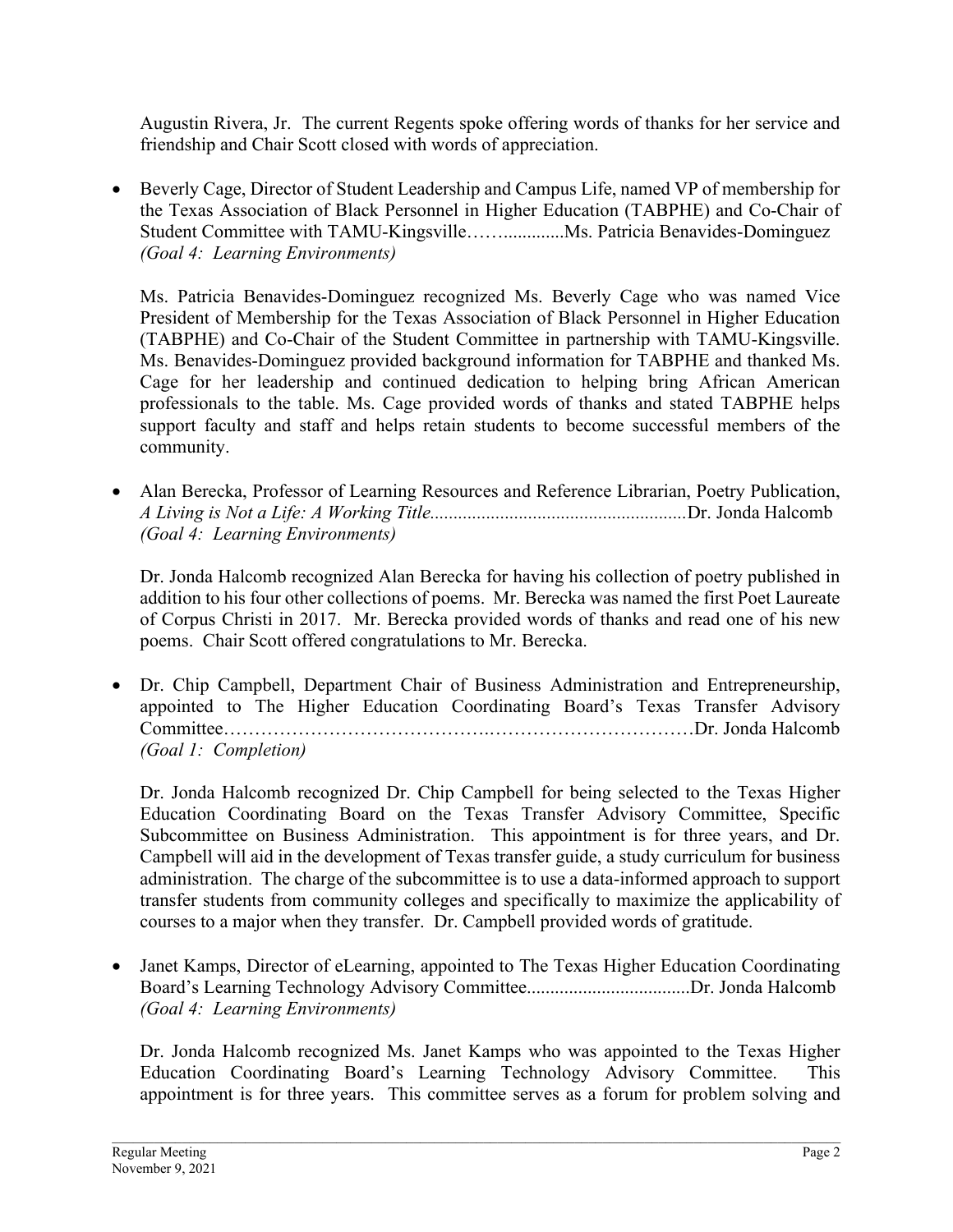Augustin Rivera, Jr. The current Regents spoke offering words of thanks for her service and friendship and Chair Scott closed with words of appreciation.

- Beverly Cage, Director of Student Leadership and Campus Life, named VP of membership for the Texas Association of Black Personnel in Higher Education (TABPHE) and Co-Chair of Student Committee with TAMU-Kingsville……............Ms. Patricia Benavides-Dominguez
  *(Goal 4: Learning Environments)*

  Ms. Patricia Benavides-Dominguez recognized Ms. Beverly Cage who was named Vice President of Membership for the Texas Association of Black Personnel in Higher Education (TABPHE) and Co-Chair of the Student Committee in partnership with TAMU-Kingsville. Ms. Benavides-Dominguez provided background information for TABPHE and thanked Ms. Cage for her leadership and continued dedication to helping bring African American professionals to the table. Ms. Cage provided words of thanks and stated TABPHE helps support faculty and staff and helps retain students to become successful members of the community.

- Alan Berecka, Professor of Learning Resources and Reference Librarian, Poetry Publication, *A Living is Not a Life: A Working Title*......................................................Dr. Jonda Halcomb
  *(Goal 4: Learning Environments)*

  Dr. Jonda Halcomb recognized Alan Berecka for having his collection of poetry published in addition to his four other collections of poems. Mr. Berecka was named the first Poet Laureate of Corpus Christi in 2017. Mr. Berecka provided words of thanks and read one of his new poems. Chair Scott offered congratulations to Mr. Berecka.

- Dr. Chip Campbell, Department Chair of Business Administration and Entrepreneurship, appointed to The Higher Education Coordinating Board's Texas Transfer Advisory Committee……………………………………..……………………………Dr. Jonda Halcomb
  *(Goal 1: Completion)*

  Dr. Jonda Halcomb recognized Dr. Chip Campbell for being selected to the Texas Higher Education Coordinating Board on the Texas Transfer Advisory Committee, Specific Subcommittee on Business Administration. This appointment is for three years, and Dr. Campbell will aid in the development of Texas transfer guide, a study curriculum for business administration. The charge of the subcommittee is to use a data-informed approach to support transfer students from community colleges and specifically to maximize the applicability of courses to a major when they transfer. Dr. Campbell provided words of gratitude.

- Janet Kamps, Director of eLearning, appointed to The Texas Higher Education Coordinating Board's Learning Technology Advisory Committee..................................Dr. Jonda Halcomb
  *(Goal 4: Learning Environments)*

  Dr. Jonda Halcomb recognized Ms. Janet Kamps who was appointed to the Texas Higher Education Coordinating Board's Learning Technology Advisory Committee. This appointment is for three years. This committee serves as a forum for problem solving and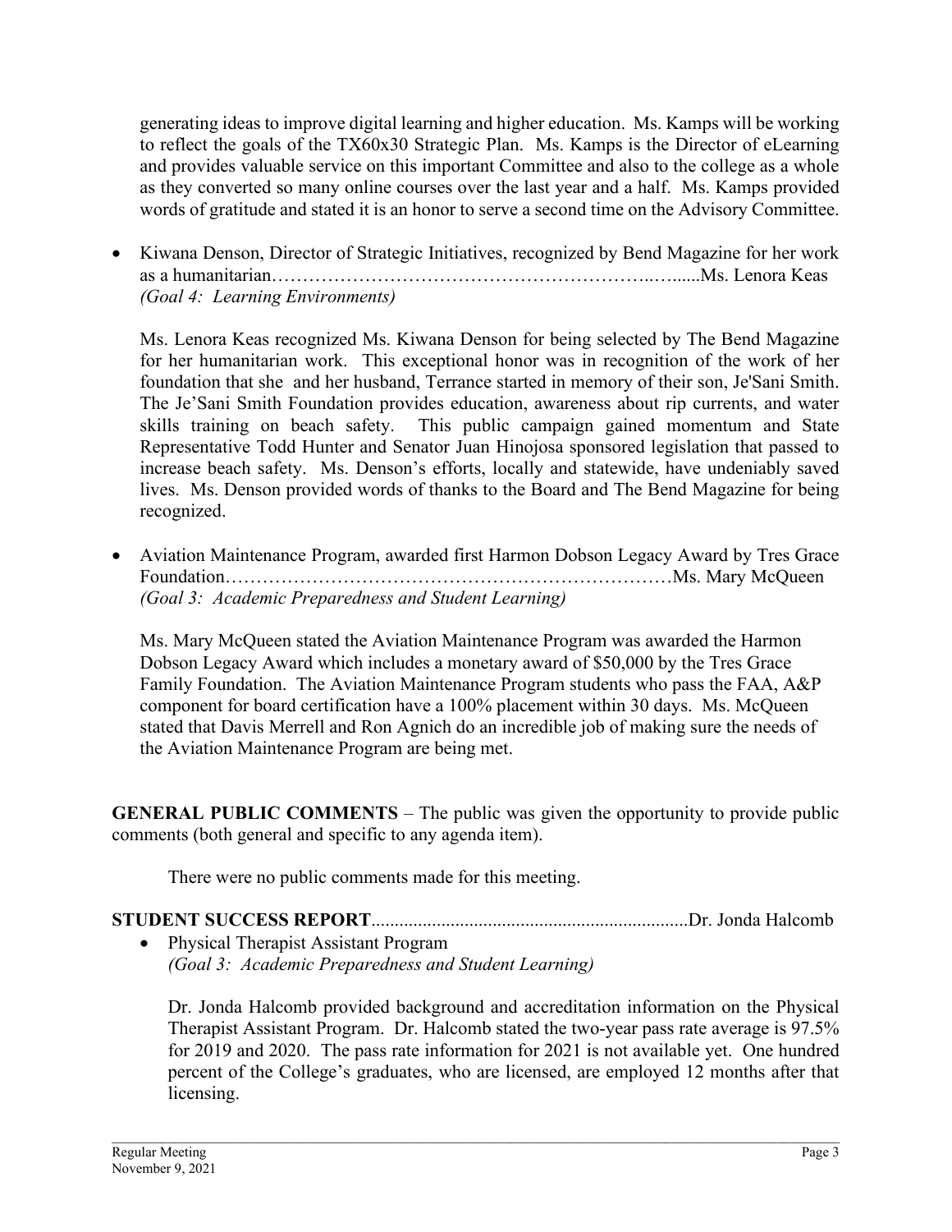generating ideas to improve digital learning and higher education. Ms. Kamps will be working to reflect the goals of the TX60x30 Strategic Plan. Ms. Kamps is the Director of eLearning and provides valuable service on this important Committee and also to the college as a whole as they converted so many online courses over the last year and a half. Ms. Kamps provided words of gratitude and stated it is an honor to serve a second time on the Advisory Committee.

- Kiwana Denson, Director of Strategic Initiatives, recognized by Bend Magazine for her work as a humanitarian…………………………………………………..….....Ms. Lenora Keas
  *(Goal 4: Learning Environments)*

  Ms. Lenora Keas recognized Ms. Kiwana Denson for being selected by The Bend Magazine for her humanitarian work. This exceptional honor was in recognition of the work of her foundation that she and her husband, Terrance started in memory of their son, Je'Sani Smith. The Je'Sani Smith Foundation provides education, awareness about rip currents, and water skills training on beach safety. This public campaign gained momentum and State Representative Todd Hunter and Senator Juan Hinojosa sponsored legislation that passed to increase beach safety. Ms. Denson's efforts, locally and statewide, have undeniably saved lives. Ms. Denson provided words of thanks to the Board and The Bend Magazine for being recognized.

- Aviation Maintenance Program, awarded first Harmon Dobson Legacy Award by Tres Grace Foundation……………………………………………………………Ms. Mary McQueen
  *(Goal 3: Academic Preparedness and Student Learning)*

  Ms. Mary McQueen stated the Aviation Maintenance Program was awarded the Harmon Dobson Legacy Award which includes a monetary award of $50,000 by the Tres Grace Family Foundation. The Aviation Maintenance Program students who pass the FAA, A&P component for board certification have a 100% placement within 30 days. Ms. McQueen stated that Davis Merrell and Ron Agnich do an incredible job of making sure the needs of the Aviation Maintenance Program are being met.

**GENERAL PUBLIC COMMENTS** – The public was given the opportunity to provide public comments (both general and specific to any agenda item).

There were no public comments made for this meeting.

**STUDENT SUCCESS REPORT**...................................................................Dr. Jonda Halcomb

- Physical Therapist Assistant Program
  *(Goal 3: Academic Preparedness and Student Learning)*

  Dr. Jonda Halcomb provided background and accreditation information on the Physical Therapist Assistant Program. Dr. Halcomb stated the two-year pass rate average is 97.5% for 2019 and 2020. The pass rate information for 2021 is not available yet. One hundred percent of the College's graduates, who are licensed, are employed 12 months after that licensing.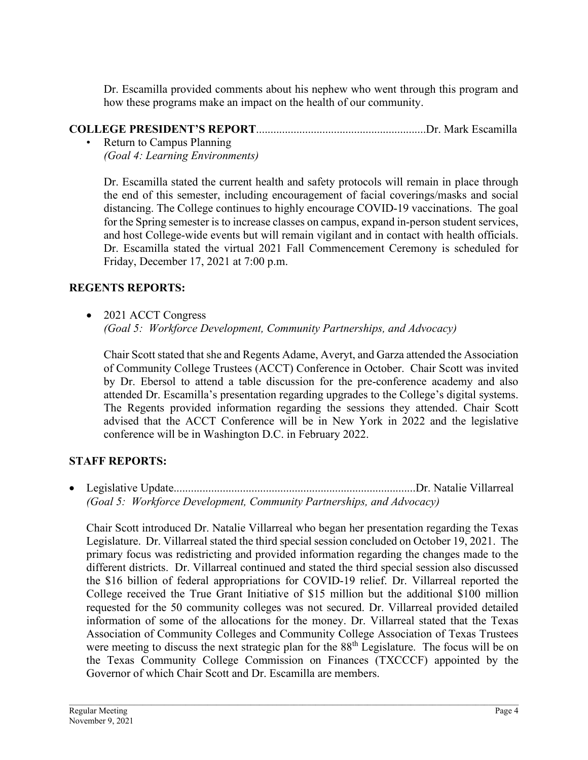Dr. Escamilla provided comments about his nephew who went through this program and how these programs make an impact on the health of our community.

**COLLEGE PRESIDENT'S REPORT**..........................................................Dr. Mark Escamilla

- Return to Campus Planning
  *(Goal 4: Learning Environments)*

  Dr. Escamilla stated the current health and safety protocols will remain in place through the end of this semester, including encouragement of facial coverings/masks and social distancing. The College continues to highly encourage COVID-19 vaccinations. The goal for the Spring semester is to increase classes on campus, expand in-person student services, and host College-wide events but will remain vigilant and in contact with health officials. Dr. Escamilla stated the virtual 2021 Fall Commencement Ceremony is scheduled for Friday, December 17, 2021 at 7:00 p.m.

**REGENTS REPORTS:**

- 2021 ACCT Congress
  *(Goal 5: Workforce Development, Community Partnerships, and Advocacy)*

  Chair Scott stated that she and Regents Adame, Averyt, and Garza attended the Association of Community College Trustees (ACCT) Conference in October. Chair Scott was invited by Dr. Ebersol to attend a table discussion for the pre-conference academy and also attended Dr. Escamilla's presentation regarding upgrades to the College's digital systems. The Regents provided information regarding the sessions they attended. Chair Scott advised that the ACCT Conference will be in New York in 2022 and the legislative conference will be in Washington D.C. in February 2022.

**STAFF REPORTS:**

- Legislative Update...................................................................................Dr. Natalie Villarreal
  *(Goal 5: Workforce Development, Community Partnerships, and Advocacy)*

  Chair Scott introduced Dr. Natalie Villarreal who began her presentation regarding the Texas Legislature. Dr. Villarreal stated the third special session concluded on October 19, 2021. The primary focus was redistricting and provided information regarding the changes made to the different districts. Dr. Villarreal continued and stated the third special session also discussed the \$16 billion of federal appropriations for COVID-19 relief. Dr. Villarreal reported the College received the True Grant Initiative of \$15 million but the additional \$100 million requested for the 50 community colleges was not secured. Dr. Villarreal provided detailed information of some of the allocations for the money. Dr. Villarreal stated that the Texas Association of Community Colleges and Community College Association of Texas Trustees were meeting to discuss the next strategic plan for the 88th Legislature. The focus will be on the Texas Community College Commission on Finances (TXCCCF) appointed by the Governor of which Chair Scott and Dr. Escamilla are members.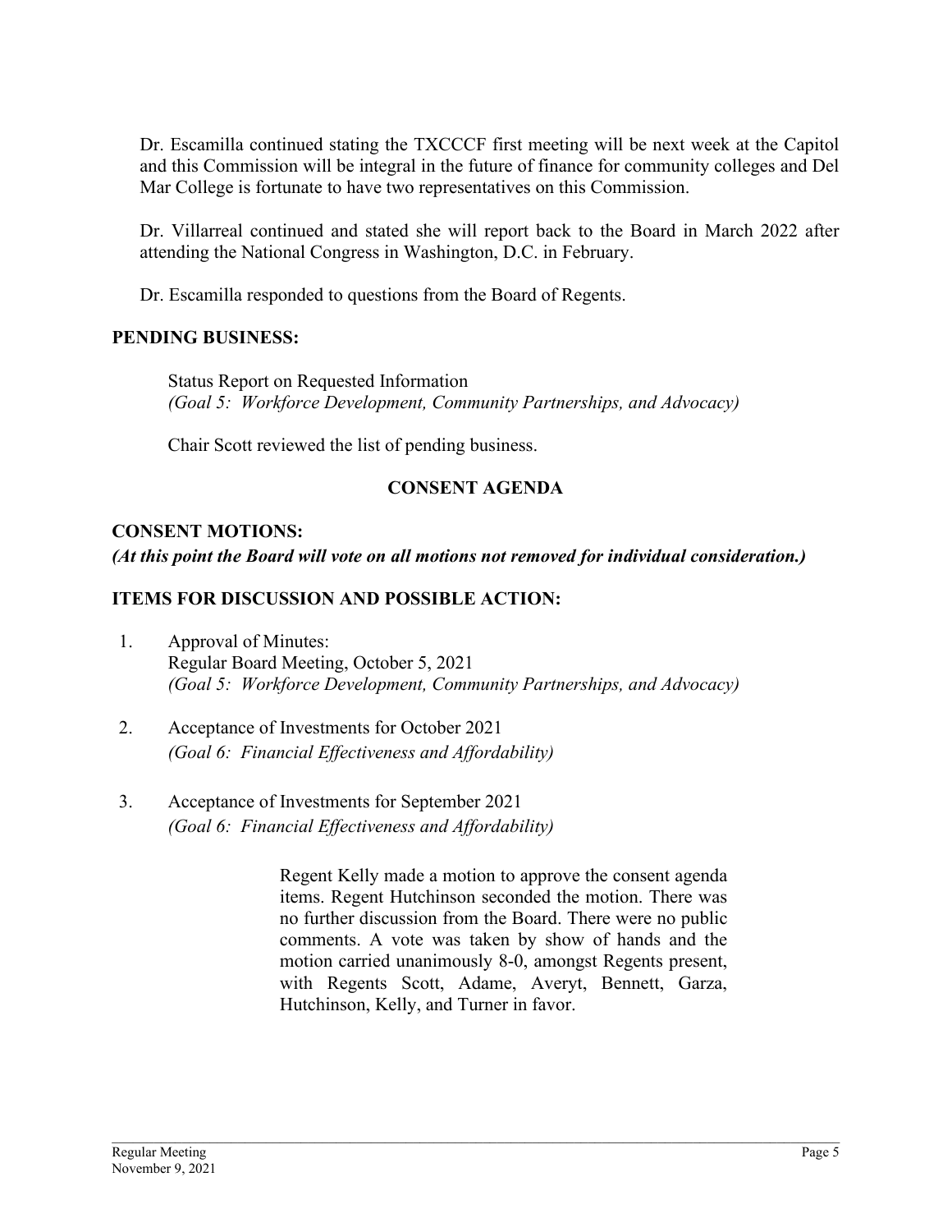Dr. Escamilla continued stating the TXCCCF first meeting will be next week at the Capitol and this Commission will be integral in the future of finance for community colleges and Del Mar College is fortunate to have two representatives on this Commission.

Dr. Villarreal continued and stated she will report back to the Board in March 2022 after attending the National Congress in Washington, D.C. in February.

Dr. Escamilla responded to questions from the Board of Regents.

**PENDING BUSINESS:**

Status Report on Requested Information
*(Goal 5: Workforce Development, Community Partnerships, and Advocacy)*

Chair Scott reviewed the list of pending business.

**CONSENT AGENDA**

**CONSENT MOTIONS:**
***(At this point the Board will vote on all motions not removed for individual consideration.)***

**ITEMS FOR DISCUSSION AND POSSIBLE ACTION:**

1. Approval of Minutes:
   Regular Board Meeting, October 5, 2021
   *(Goal 5: Workforce Development, Community Partnerships, and Advocacy)*

2. Acceptance of Investments for October 2021
   *(Goal 6: Financial Effectiveness and Affordability)*

3. Acceptance of Investments for September 2021
   *(Goal 6: Financial Effectiveness and Affordability)*

Regent Kelly made a motion to approve the consent agenda items. Regent Hutchinson seconded the motion. There was no further discussion from the Board. There were no public comments. A vote was taken by show of hands and the motion carried unanimously 8-0, amongst Regents present, with Regents Scott, Adame, Averyt, Bennett, Garza, Hutchinson, Kelly, and Turner in favor.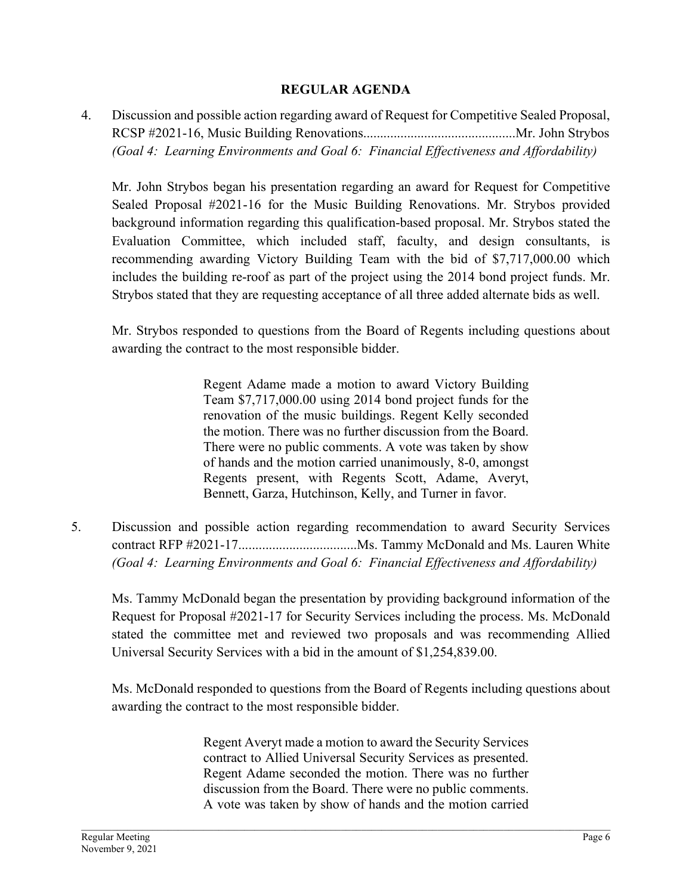## REGULAR AGENDA

4. Discussion and possible action regarding award of Request for Competitive Sealed Proposal, RCSP #2021-16, Music Building Renovations............................................Mr. John Strybos
*(Goal 4: Learning Environments and Goal 6: Financial Effectiveness and Affordability)*

   Mr. John Strybos began his presentation regarding an award for Request for Competitive Sealed Proposal #2021-16 for the Music Building Renovations. Mr. Strybos provided background information regarding this qualification-based proposal. Mr. Strybos stated the Evaluation Committee, which included staff, faculty, and design consultants, is recommending awarding Victory Building Team with the bid of $7,717,000.00 which includes the building re-roof as part of the project using the 2014 bond project funds. Mr. Strybos stated that they are requesting acceptance of all three added alternate bids as well.

   Mr. Strybos responded to questions from the Board of Regents including questions about awarding the contract to the most responsible bidder.

   > Regent Adame made a motion to award Victory Building Team $7,717,000.00 using 2014 bond project funds for the renovation of the music buildings. Regent Kelly seconded the motion. There was no further discussion from the Board. There were no public comments. A vote was taken by show of hands and the motion carried unanimously, 8-0, amongst Regents present, with Regents Scott, Adame, Averyt, Bennett, Garza, Hutchinson, Kelly, and Turner in favor.

5. Discussion and possible action regarding recommendation to award Security Services contract RFP #2021-17...................................Ms. Tammy McDonald and Ms. Lauren White
*(Goal 4: Learning Environments and Goal 6: Financial Effectiveness and Affordability)*

   Ms. Tammy McDonald began the presentation by providing background information of the Request for Proposal #2021-17 for Security Services including the process. Ms. McDonald stated the committee met and reviewed two proposals and was recommending Allied Universal Security Services with a bid in the amount of $1,254,839.00.

   Ms. McDonald responded to questions from the Board of Regents including questions about awarding the contract to the most responsible bidder.

   > Regent Averyt made a motion to award the Security Services contract to Allied Universal Security Services as presented. Regent Adame seconded the motion. There was no further discussion from the Board. There were no public comments. A vote was taken by show of hands and the motion carried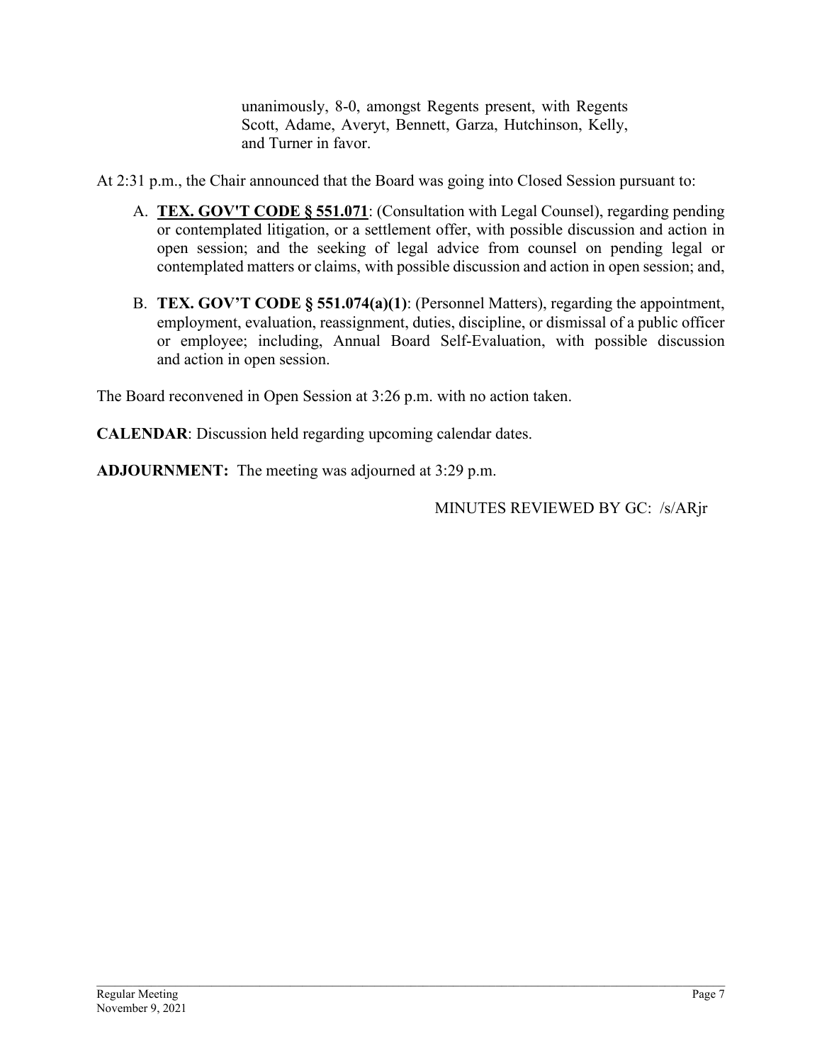unanimously, 8-0, amongst Regents present, with Regents Scott, Adame, Averyt, Bennett, Garza, Hutchinson, Kelly, and Turner in favor.

At 2:31 p.m., the Chair announced that the Board was going into Closed Session pursuant to:

A. **TEX. GOV'T CODE § 551.071**: (Consultation with Legal Counsel), regarding pending or contemplated litigation, or a settlement offer, with possible discussion and action in open session; and the seeking of legal advice from counsel on pending legal or contemplated matters or claims, with possible discussion and action in open session; and,

B. **TEX. GOV'T CODE § 551.074(a)(1)**: (Personnel Matters), regarding the appointment, employment, evaluation, reassignment, duties, discipline, or dismissal of a public officer or employee; including, Annual Board Self-Evaluation, with possible discussion and action in open session.

The Board reconvened in Open Session at 3:26 p.m. with no action taken.

**CALENDAR**: Discussion held regarding upcoming calendar dates.

**ADJOURNMENT:** The meeting was adjourned at 3:29 p.m.

MINUTES REVIEWED BY GC: /s/ARjr